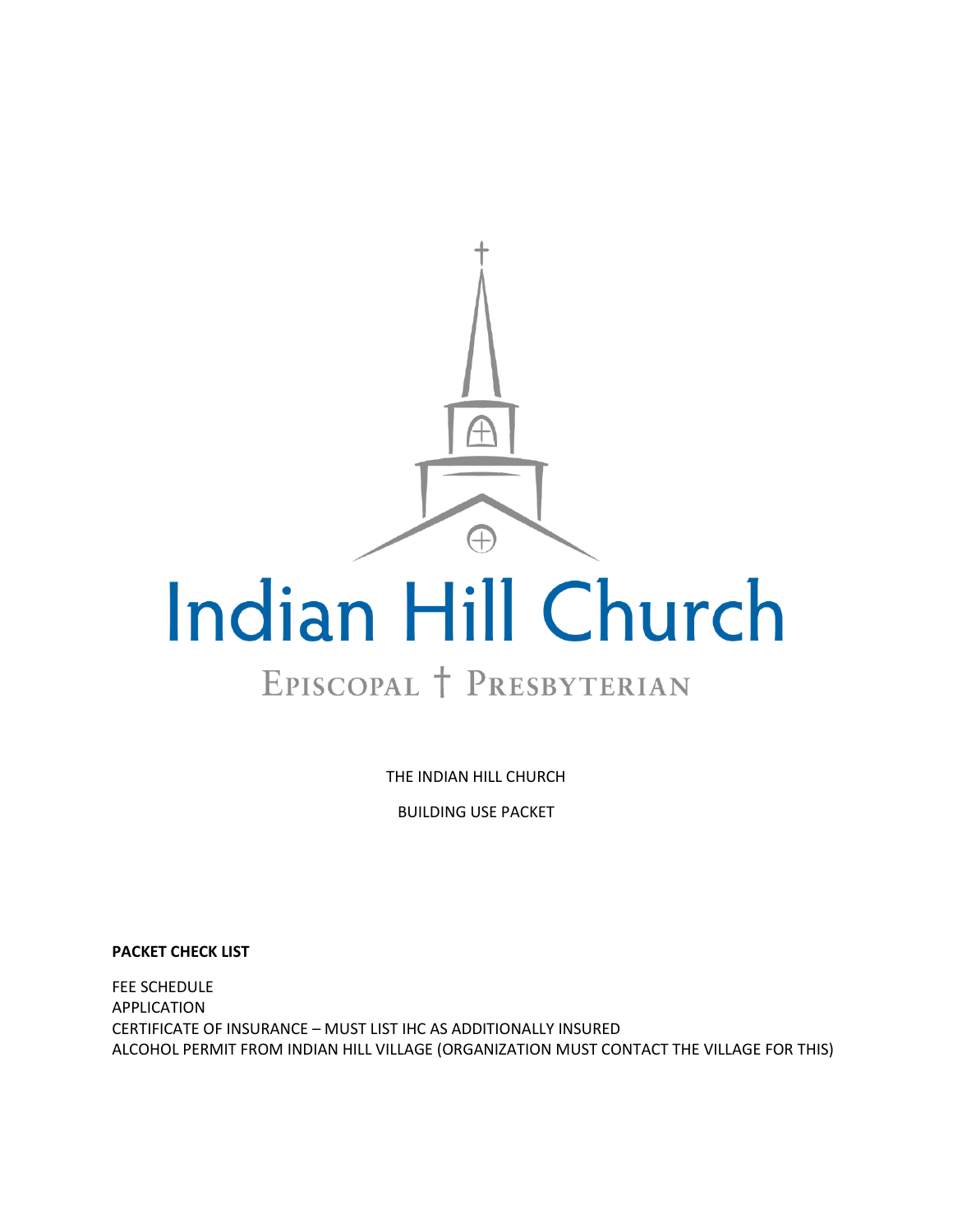# Indian Hill Church

EPISCOPAL † PRESBYTERIAN

THE INDIAN HILL CHURCH

BUILDING USE PACKET

**PACKET CHECK LIST**

FEE SCHEDULE
APPLICATION
CERTIFICATE OF INSURANCE – MUST LIST IHC AS ADDITIONALLY INSURED
ALCOHOL PERMIT FROM INDIAN HILL VILLAGE (ORGANIZATION MUST CONTACT THE VILLAGE FOR THIS)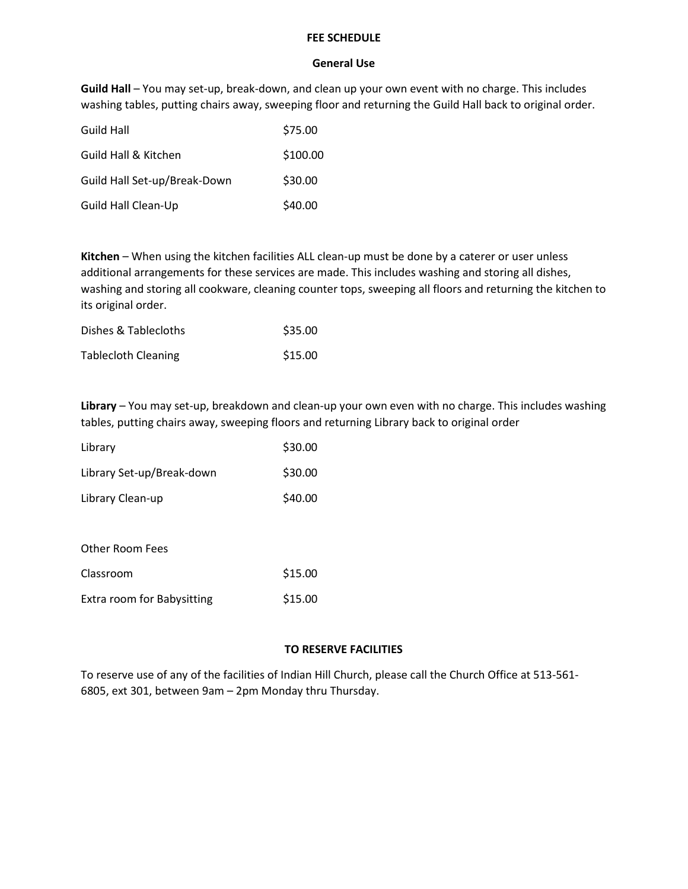## FEE SCHEDULE

### General Use

**Guild Hall** – You may set-up, break-down, and clean up your own event with no charge. This includes washing tables, putting chairs away, sweeping floor and returning the Guild Hall back to original order.

| | |
|---|---|
| Guild Hall | $75.00 |
| Guild Hall & Kitchen | $100.00 |
| Guild Hall Set-up/Break-Down | $30.00 |
| Guild Hall Clean-Up | $40.00 |

**Kitchen** – When using the kitchen facilities ALL clean-up must be done by a caterer or user unless additional arrangements for these services are made. This includes washing and storing all dishes, washing and storing all cookware, cleaning counter tops, sweeping all floors and returning the kitchen to its original order.

| | |
|---|---|
| Dishes & Tablecloths | $35.00 |
| Tablecloth Cleaning | $15.00 |

**Library** – You may set-up, breakdown and clean-up your own even with no charge. This includes washing tables, putting chairs away, sweeping floors and returning Library back to original order

| | |
|---|---|
| Library | $30.00 |
| Library Set-up/Break-down | $30.00 |
| Library Clean-up | $40.00 |

Other Room Fees

| | |
|---|---|
| Classroom | $15.00 |
| Extra room for Babysitting | $15.00 |

### TO RESERVE FACILITIES

To reserve use of any of the facilities of Indian Hill Church, please call the Church Office at 513-561-6805, ext 301, between 9am – 2pm Monday thru Thursday.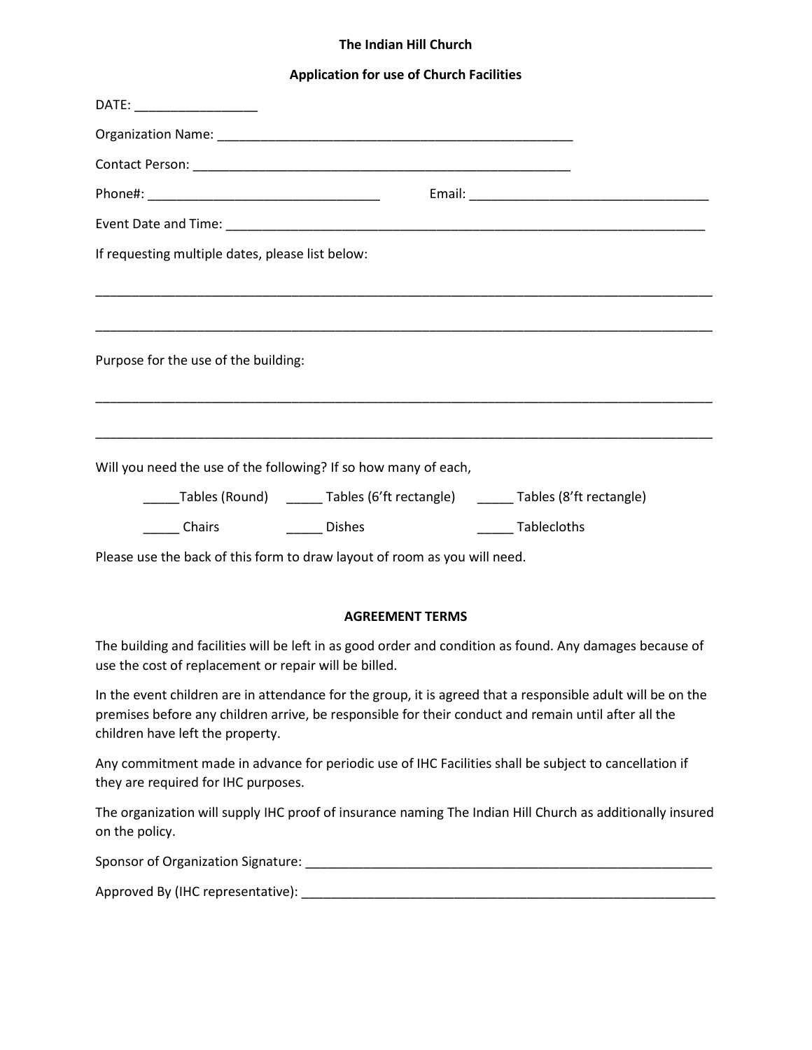# The Indian Hill Church

## Application for use of Church Facilities

DATE: _________________

Organization Name: ___________________________________________________

Contact Person: ______________________________________________________

Phone#: _________________________________ Email: __________________________________

Event Date and Time: _______________________________________________________________________

If requesting multiple dates, please list below:

_________________________________________________________________________________________

_________________________________________________________________________________________

Purpose for the use of the building:

_________________________________________________________________________________________

_________________________________________________________________________________________

Will you need the use of the following? If so how many of each,

_____Tables (Round) _____ Tables (6'ft rectangle) _____ Tables (8'ft rectangle)

_____ Chairs _____ Dishes _____ Tablecloths

Please use the back of this form to draw layout of room as you will need.

### AGREEMENT TERMS

The building and facilities will be left in as good order and condition as found. Any damages because of use the cost of replacement or repair will be billed.

In the event children are in attendance for the group, it is agreed that a responsible adult will be on the premises before any children arrive, be responsible for their conduct and remain until after all the children have left the property.

Any commitment made in advance for periodic use of IHC Facilities shall be subject to cancellation if they are required for IHC purposes.

The organization will supply IHC proof of insurance naming The Indian Hill Church as additionally insured on the policy.

Sponsor of Organization Signature: ___________________________________________________________

Approved By (IHC representative): ____________________________________________________________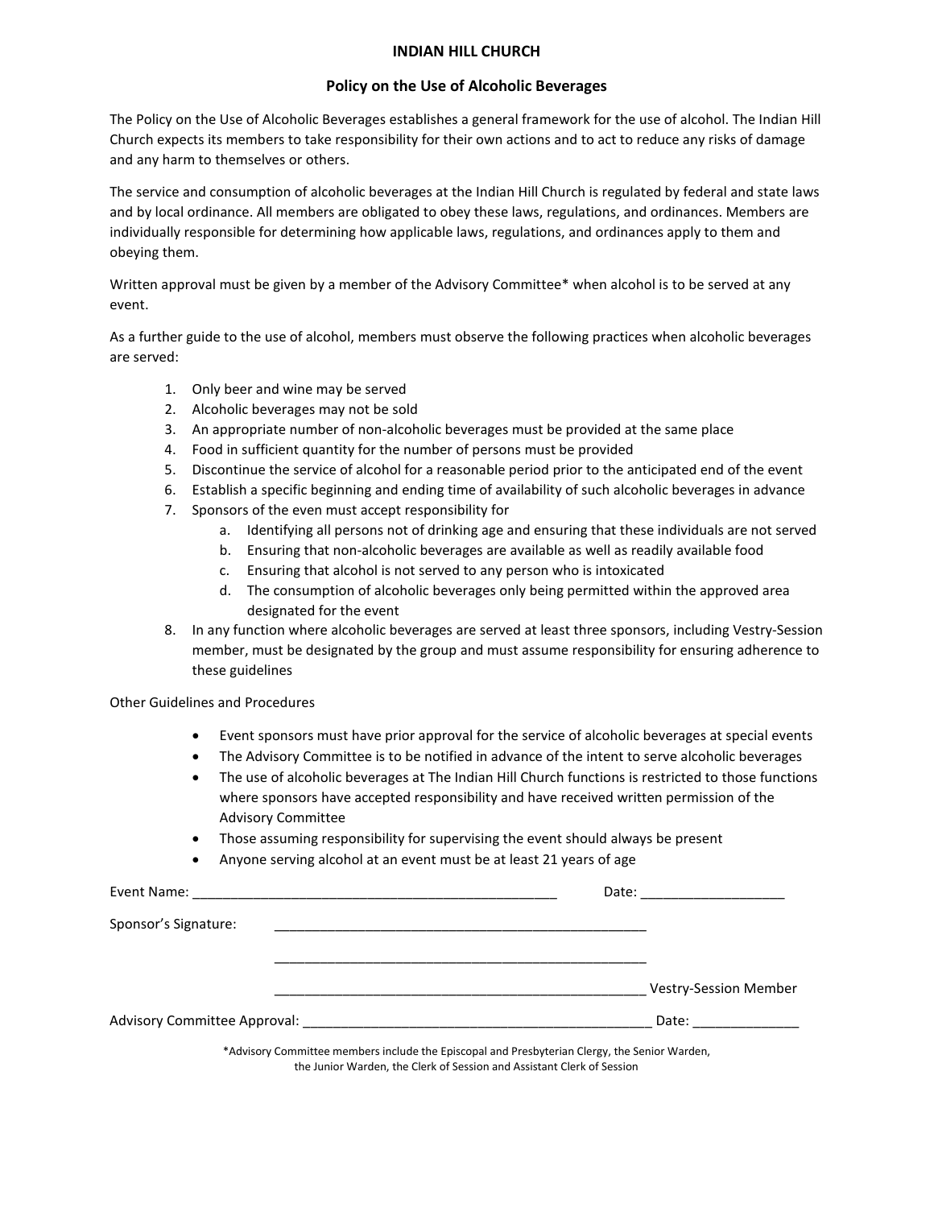# INDIAN HILL CHURCH

## Policy on the Use of Alcoholic Beverages

The Policy on the Use of Alcoholic Beverages establishes a general framework for the use of alcohol. The Indian Hill Church expects its members to take responsibility for their own actions and to act to reduce any risks of damage and any harm to themselves or others.

The service and consumption of alcoholic beverages at the Indian Hill Church is regulated by federal and state laws and by local ordinance. All members are obligated to obey these laws, regulations, and ordinances. Members are individually responsible for determining how applicable laws, regulations, and ordinances apply to them and obeying them.

Written approval must be given by a member of the Advisory Committee* when alcohol is to be served at any event.

As a further guide to the use of alcohol, members must observe the following practices when alcoholic beverages are served:

1. Only beer and wine may be served
2. Alcoholic beverages may not be sold
3. An appropriate number of non-alcoholic beverages must be provided at the same place
4. Food in sufficient quantity for the number of persons must be provided
5. Discontinue the service of alcohol for a reasonable period prior to the anticipated end of the event
6. Establish a specific beginning and ending time of availability of such alcoholic beverages in advance
7. Sponsors of the even must accept responsibility for
   a. Identifying all persons not of drinking age and ensuring that these individuals are not served
   b. Ensuring that non-alcoholic beverages are available as well as readily available food
   c. Ensuring that alcohol is not served to any person who is intoxicated
   d. The consumption of alcoholic beverages only being permitted within the approved area designated for the event
8. In any function where alcoholic beverages are served at least three sponsors, including Vestry-Session member, must be designated by the group and must assume responsibility for ensuring adherence to these guidelines

Other Guidelines and Procedures

- Event sponsors must have prior approval for the service of alcoholic beverages at special events
- The Advisory Committee is to be notified in advance of the intent to serve alcoholic beverages
- The use of alcoholic beverages at The Indian Hill Church functions is restricted to those functions where sponsors have accepted responsibility and have received written permission of the Advisory Committee
- Those assuming responsibility for supervising the event should always be present
- Anyone serving alcohol at an event must be at least 21 years of age

Event Name: _______________________________________________ Date: __________________

Sponsor's Signature: _______________________________________________

_______________________________________________

_______________________________________________ Vestry-Session Member

Advisory Committee Approval: _______________________________________________ Date: _____________

*Advisory Committee members include the Episcopal and Presbyterian Clergy, the Senior Warden, the Junior Warden, the Clerk of Session and Assistant Clerk of Session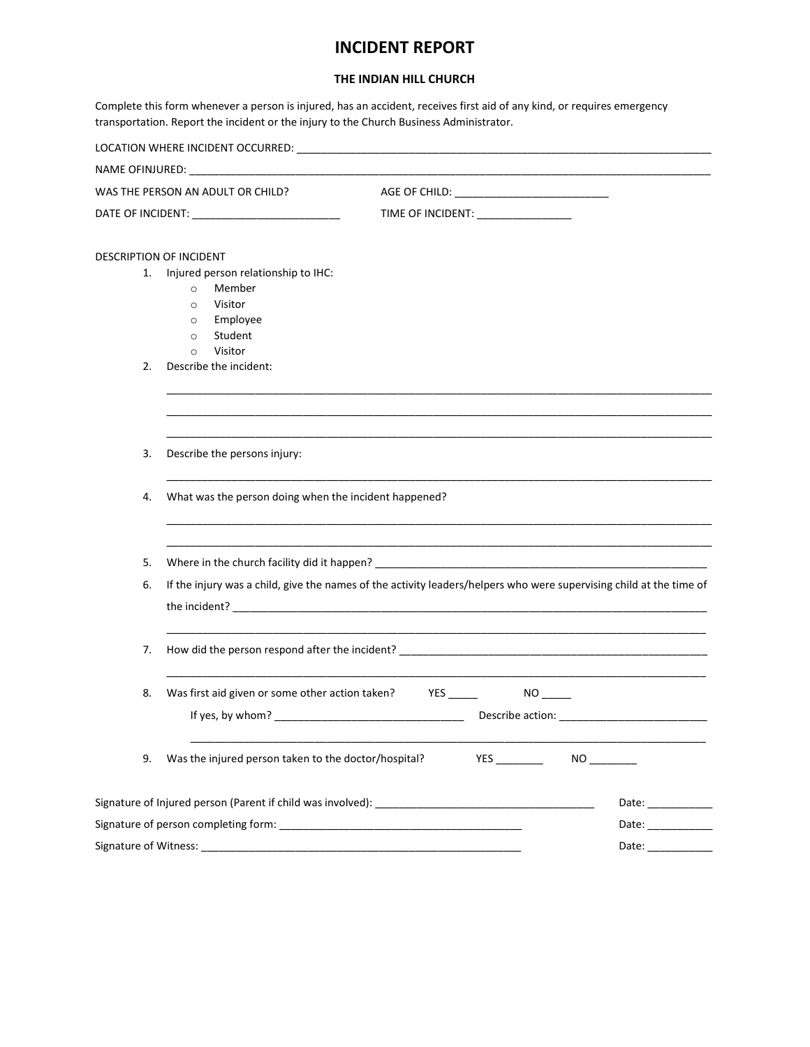# INCIDENT REPORT

## THE INDIAN HILL CHURCH

Complete this form whenever a person is injured, has an accident, receives first aid of any kind, or requires emergency transportation. Report the incident or the injury to the Church Business Administrator.

LOCATION WHERE INCIDENT OCCURRED: ______________________________________________________________________

NAME OFINJURED: ______________________________________________________________________________________

WAS THE PERSON AN ADULT OR CHILD? AGE OF CHILD: __________________________

DATE OF INCIDENT: _________________________ TIME OF INCIDENT: _______________

DESCRIPTION OF INCIDENT

1. Injured person relationship to IHC:
   - Member
   - Visitor
   - Employee
   - Student
   - Visitor
2. Describe the incident:

   ______________________________________________________________________________________________

   ______________________________________________________________________________________________

   ______________________________________________________________________________________________

3. Describe the persons injury:

   ______________________________________________________________________________________________

4. What was the person doing when the incident happened?

   ______________________________________________________________________________________________

   ______________________________________________________________________________________________

5. Where in the church facility did it happen? ___________________________________________________________
6. If the injury was a child, give the names of the activity leaders/helpers who were supervising child at the time of the incident? ____________________________________________________________________________________

   ______________________________________________________________________________________________

7. How did the person respond after the incident? _____________________________________________________

   ______________________________________________________________________________________________

8. Was first aid given or some other action taken? YES _____ NO _____

   If yes, by whom? _______________________________ Describe action: _________________________

   ______________________________________________________________________________________________

9. Was the injured person taken to the doctor/hospital? YES ________ NO ________

Signature of Injured person (Parent if child was involved): _____________________________________ Date: ___________

Signature of person completing form: _________________________________________ Date: ___________

Signature of Witness: ________________________________________________________ Date: ___________